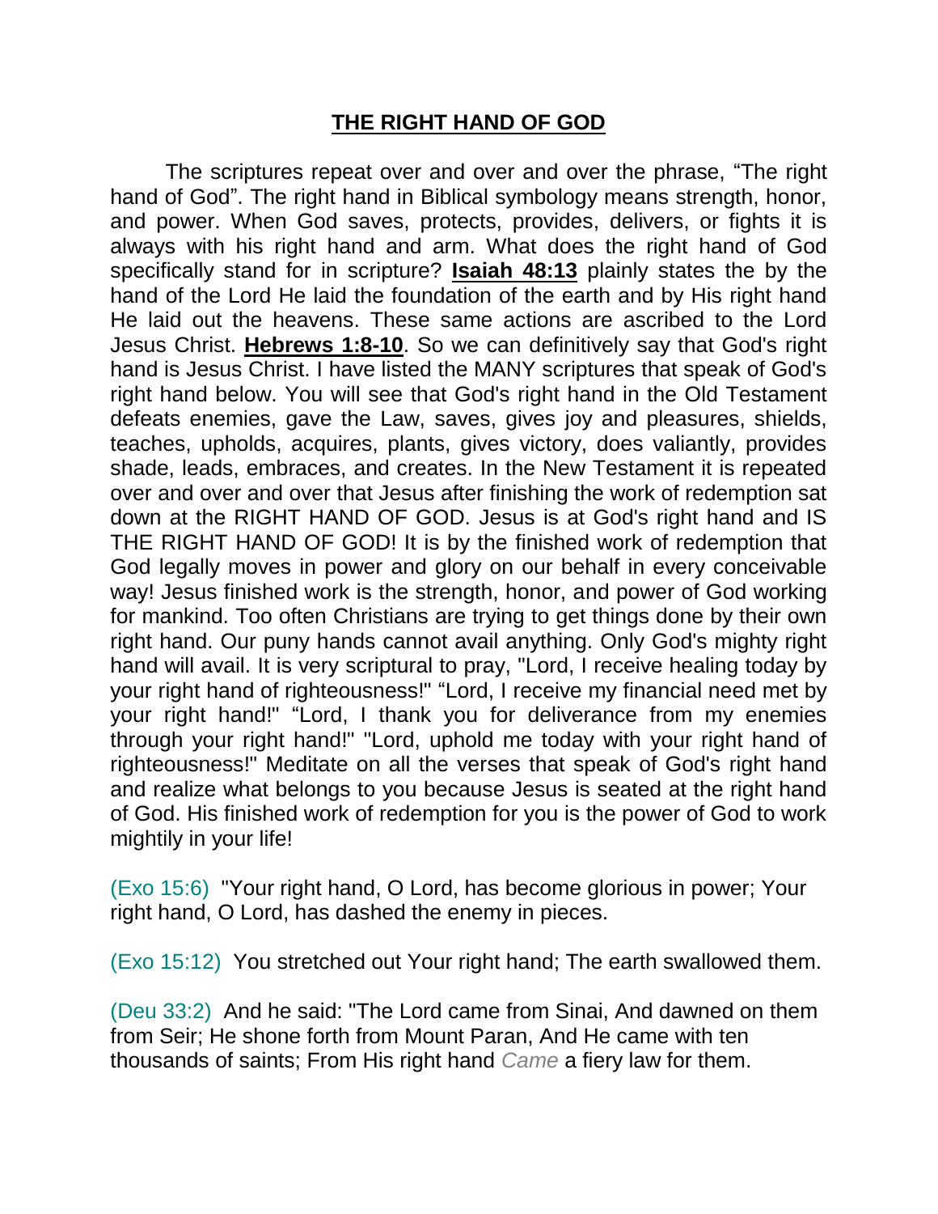# THE RIGHT HAND OF GOD

The scriptures repeat over and over and over the phrase, "The right hand of God". The right hand in Biblical symbology means strength, honor, and power. When God saves, protects, provides, delivers, or fights it is always with his right hand and arm. What does the right hand of God specifically stand for in scripture? **Isaiah 48:13** plainly states the by the hand of the Lord He laid the foundation of the earth and by His right hand He laid out the heavens. These same actions are ascribed to the Lord Jesus Christ. **Hebrews 1:8-10**. So we can definitively say that God's right hand is Jesus Christ. I have listed the MANY scriptures that speak of God's right hand below. You will see that God's right hand in the Old Testament defeats enemies, gave the Law, saves, gives joy and pleasures, shields, teaches, upholds, acquires, plants, gives victory, does valiantly, provides shade, leads, embraces, and creates. In the New Testament it is repeated over and over and over that Jesus after finishing the work of redemption sat down at the RIGHT HAND OF GOD. Jesus is at God's right hand and IS THE RIGHT HAND OF GOD! It is by the finished work of redemption that God legally moves in power and glory on our behalf in every conceivable way! Jesus finished work is the strength, honor, and power of God working for mankind. Too often Christians are trying to get things done by their own right hand. Our puny hands cannot avail anything. Only God's mighty right hand will avail. It is very scriptural to pray, "Lord, I receive healing today by your right hand of righteousness!" "Lord, I receive my financial need met by your right hand!" "Lord, I thank you for deliverance from my enemies through your right hand!" "Lord, uphold me today with your right hand of righteousness!" Meditate on all the verses that speak of God's right hand and realize what belongs to you because Jesus is seated at the right hand of God. His finished work of redemption for you is the power of God to work mightily in your life!

(Exo 15:6) "Your right hand, O Lord, has become glorious in power; Your right hand, O Lord, has dashed the enemy in pieces.

(Exo 15:12) You stretched out Your right hand; The earth swallowed them.

(Deu 33:2) And he said: "The Lord came from Sinai, And dawned on them from Seir; He shone forth from Mount Paran, And He came with ten thousands of saints; From His right hand *Came* a fiery law for them.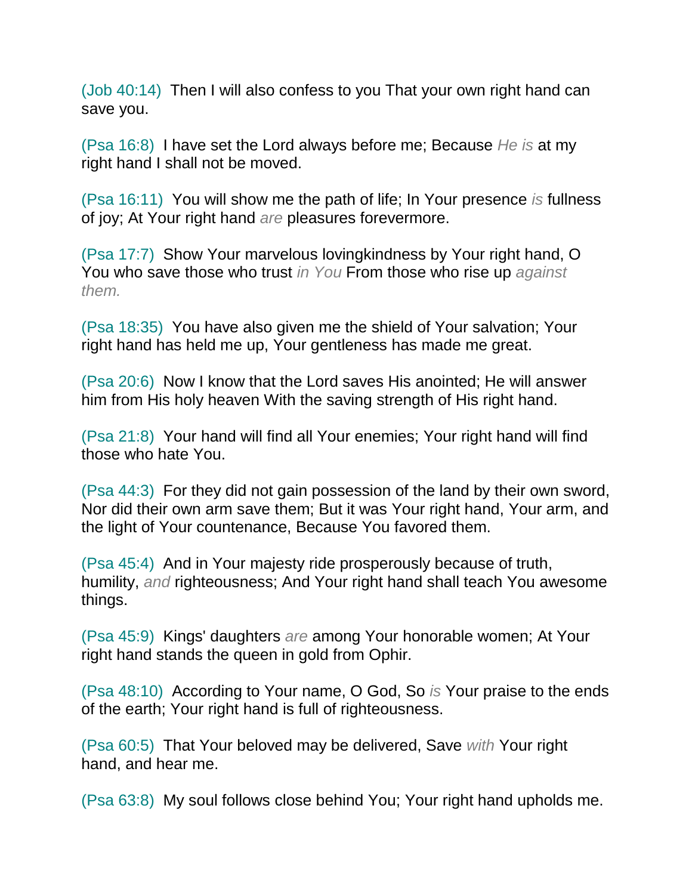(Job 40:14) Then I will also confess to you That your own right hand can save you.

(Psa 16:8) I have set the Lord always before me; Because *He is* at my right hand I shall not be moved.

(Psa 16:11) You will show me the path of life; In Your presence *is* fullness of joy; At Your right hand *are* pleasures forevermore.

(Psa 17:7) Show Your marvelous lovingkindness by Your right hand, O You who save those who trust *in You* From those who rise up *against them.*

(Psa 18:35) You have also given me the shield of Your salvation; Your right hand has held me up, Your gentleness has made me great.

(Psa 20:6) Now I know that the Lord saves His anointed; He will answer him from His holy heaven With the saving strength of His right hand.

(Psa 21:8) Your hand will find all Your enemies; Your right hand will find those who hate You.

(Psa 44:3) For they did not gain possession of the land by their own sword, Nor did their own arm save them; But it was Your right hand, Your arm, and the light of Your countenance, Because You favored them.

(Psa 45:4) And in Your majesty ride prosperously because of truth, humility, *and* righteousness; And Your right hand shall teach You awesome things.

(Psa 45:9) Kings' daughters *are* among Your honorable women; At Your right hand stands the queen in gold from Ophir.

(Psa 48:10) According to Your name, O God, So *is* Your praise to the ends of the earth; Your right hand is full of righteousness.

(Psa 60:5) That Your beloved may be delivered, Save *with* Your right hand, and hear me.

(Psa 63:8) My soul follows close behind You; Your right hand upholds me.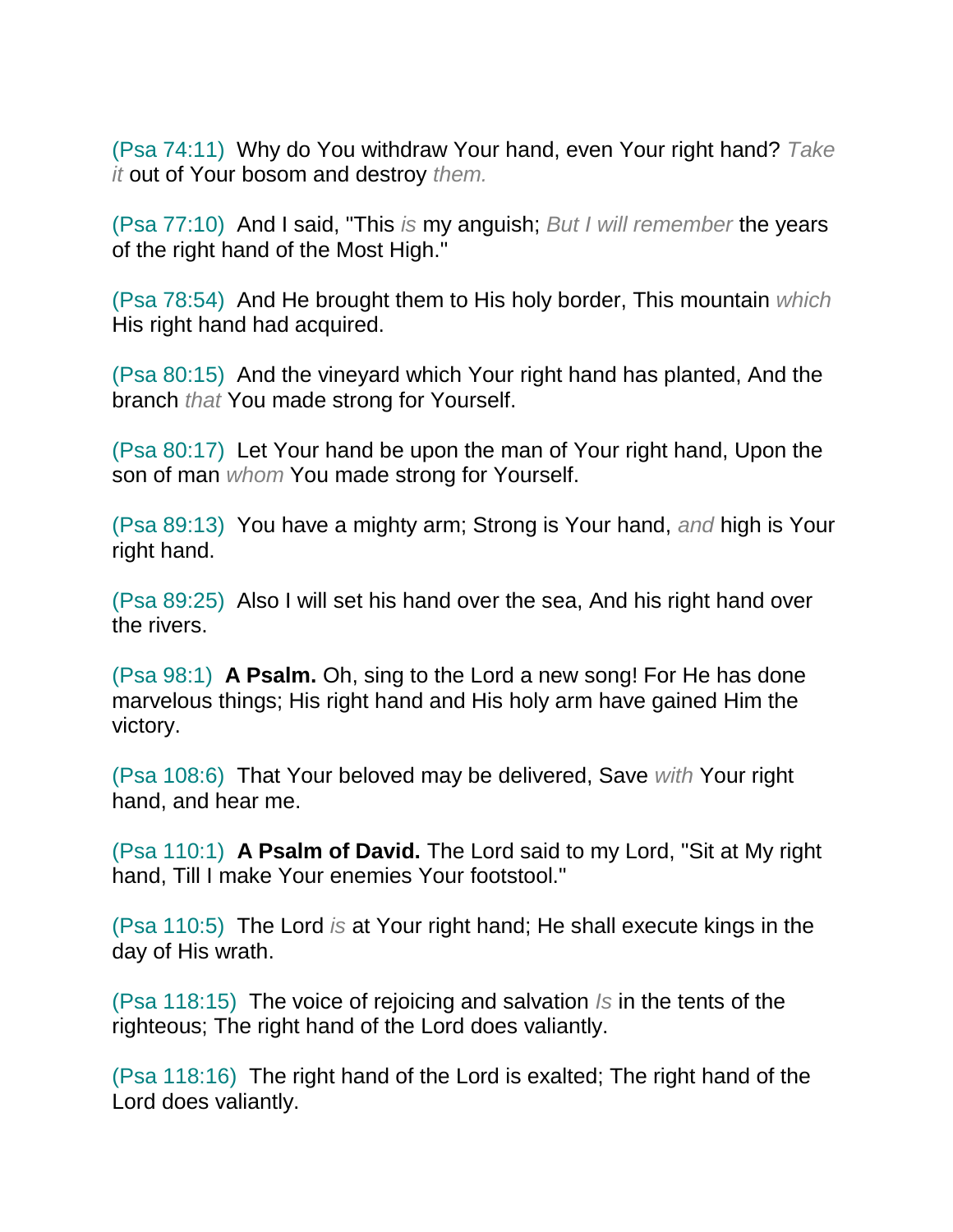(Psa 74:11) Why do You withdraw Your hand, even Your right hand? *Take it* out of Your bosom and destroy *them.*

(Psa 77:10) And I said, "This *is* my anguish; *But I will remember* the years of the right hand of the Most High."

(Psa 78:54) And He brought them to His holy border, This mountain *which* His right hand had acquired.

(Psa 80:15) And the vineyard which Your right hand has planted, And the branch *that* You made strong for Yourself.

(Psa 80:17) Let Your hand be upon the man of Your right hand, Upon the son of man *whom* You made strong for Yourself.

(Psa 89:13) You have a mighty arm; Strong is Your hand, *and* high is Your right hand.

(Psa 89:25) Also I will set his hand over the sea, And his right hand over the rivers.

(Psa 98:1) **A Psalm.** Oh, sing to the Lord a new song! For He has done marvelous things; His right hand and His holy arm have gained Him the victory.

(Psa 108:6) That Your beloved may be delivered, Save *with* Your right hand, and hear me.

(Psa 110:1) **A Psalm of David.** The Lord said to my Lord, "Sit at My right hand, Till I make Your enemies Your footstool."

(Psa 110:5) The Lord *is* at Your right hand; He shall execute kings in the day of His wrath.

(Psa 118:15) The voice of rejoicing and salvation *Is* in the tents of the righteous; The right hand of the Lord does valiantly.

(Psa 118:16) The right hand of the Lord is exalted; The right hand of the Lord does valiantly.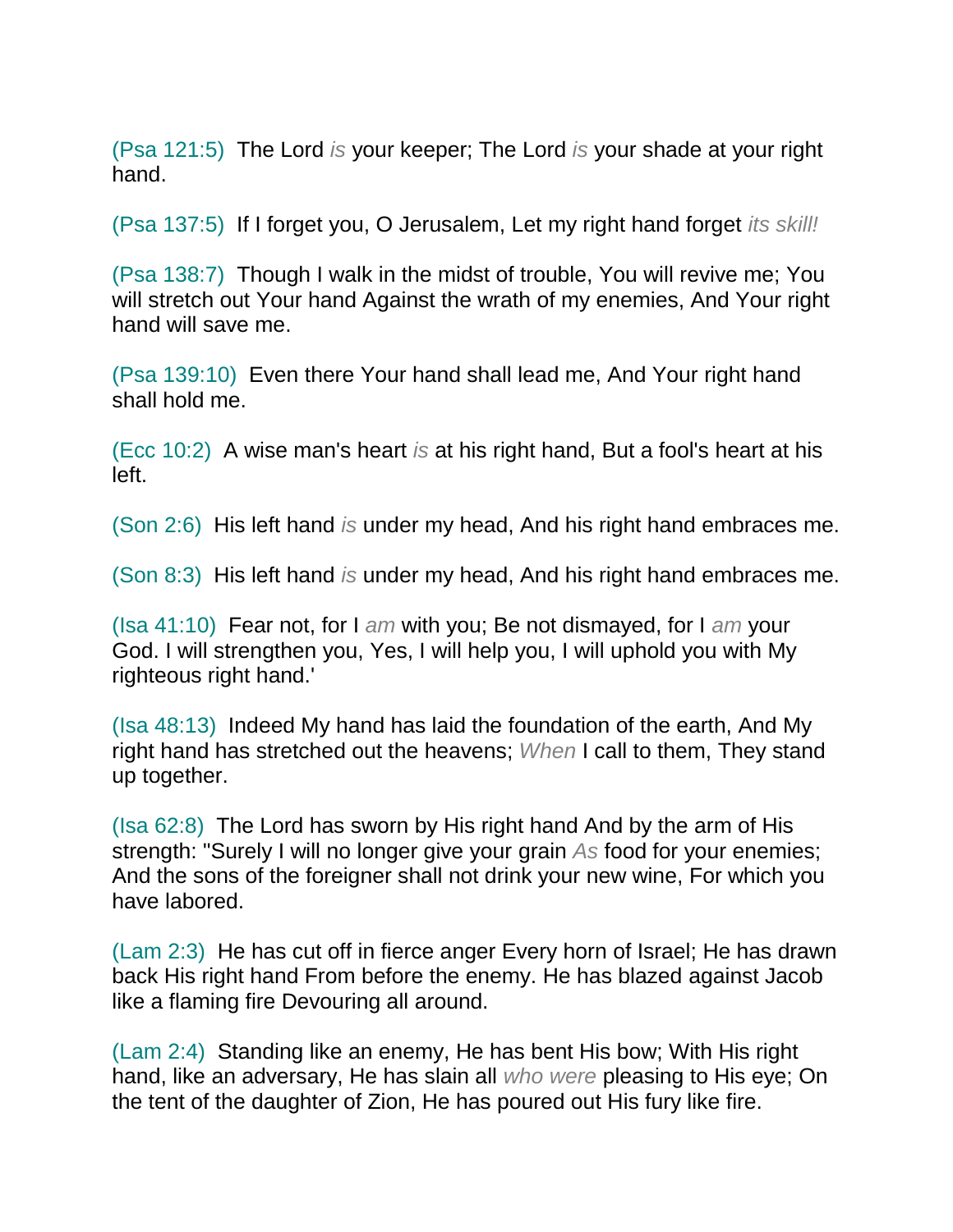(Psa 121:5)  The Lord *is* your keeper; The Lord *is* your shade at your right hand.

(Psa 137:5)  If I forget you, O Jerusalem, Let my right hand forget *its skill!*

(Psa 138:7)  Though I walk in the midst of trouble, You will revive me; You will stretch out Your hand Against the wrath of my enemies, And Your right hand will save me.

(Psa 139:10)  Even there Your hand shall lead me, And Your right hand shall hold me.

(Ecc 10:2)  A wise man's heart *is* at his right hand, But a fool's heart at his left.

(Son 2:6)  His left hand *is* under my head, And his right hand embraces me.

(Son 8:3)  His left hand *is* under my head, And his right hand embraces me.

(Isa 41:10)  Fear not, for I *am* with you; Be not dismayed, for I *am* your God. I will strengthen you, Yes, I will help you, I will uphold you with My righteous right hand.'

(Isa 48:13)  Indeed My hand has laid the foundation of the earth, And My right hand has stretched out the heavens; *When* I call to them, They stand up together.

(Isa 62:8)  The Lord has sworn by His right hand And by the arm of His strength: "Surely I will no longer give your grain *As* food for your enemies; And the sons of the foreigner shall not drink your new wine, For which you have labored.

(Lam 2:3)  He has cut off in fierce anger Every horn of Israel; He has drawn back His right hand From before the enemy. He has blazed against Jacob like a flaming fire Devouring all around.

(Lam 2:4)  Standing like an enemy, He has bent His bow; With His right hand, like an adversary, He has slain all *who were* pleasing to His eye; On the tent of the daughter of Zion, He has poured out His fury like fire.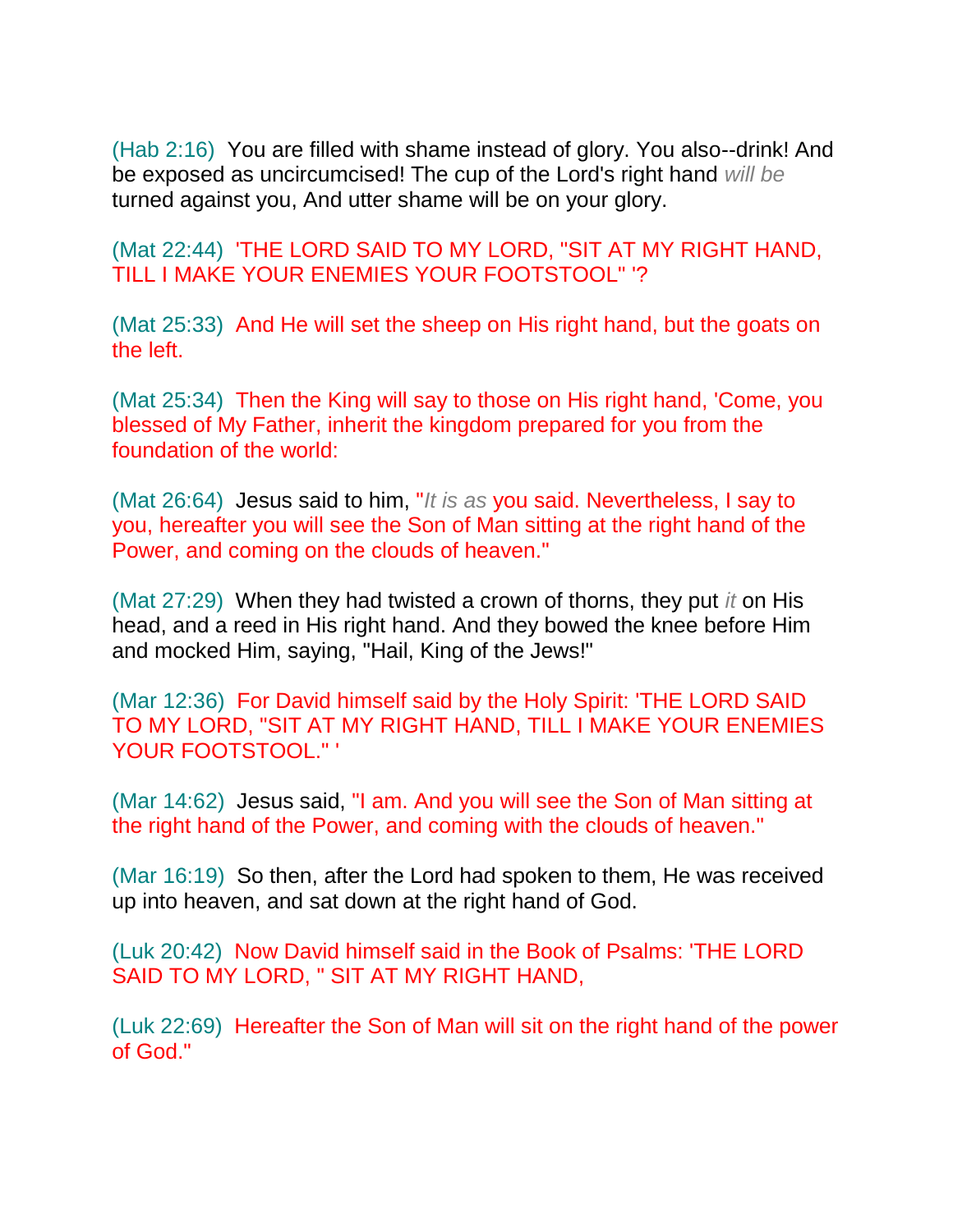(Hab 2:16) You are filled with shame instead of glory. You also--drink! And be exposed as uncircumcised! The cup of the Lord's right hand *will be* turned against you, And utter shame will be on your glory.

(Mat 22:44) 'THE LORD SAID TO MY LORD, "SIT AT MY RIGHT HAND, TILL I MAKE YOUR ENEMIES YOUR FOOTSTOOL" '?

(Mat 25:33) And He will set the sheep on His right hand, but the goats on the left.

(Mat 25:34) Then the King will say to those on His right hand, 'Come, you blessed of My Father, inherit the kingdom prepared for you from the foundation of the world:

(Mat 26:64) Jesus said to him, "*It is as* you said. Nevertheless, I say to you, hereafter you will see the Son of Man sitting at the right hand of the Power, and coming on the clouds of heaven."

(Mat 27:29) When they had twisted a crown of thorns, they put *it* on His head, and a reed in His right hand. And they bowed the knee before Him and mocked Him, saying, "Hail, King of the Jews!"

(Mar 12:36) For David himself said by the Holy Spirit: 'THE LORD SAID TO MY LORD, "SIT AT MY RIGHT HAND, TILL I MAKE YOUR ENEMIES YOUR FOOTSTOOL." '

(Mar 14:62) Jesus said, "I am. And you will see the Son of Man sitting at the right hand of the Power, and coming with the clouds of heaven."

(Mar 16:19) So then, after the Lord had spoken to them, He was received up into heaven, and sat down at the right hand of God.

(Luk 20:42) Now David himself said in the Book of Psalms: 'THE LORD SAID TO MY LORD, " SIT AT MY RIGHT HAND,

(Luk 22:69) Hereafter the Son of Man will sit on the right hand of the power of God."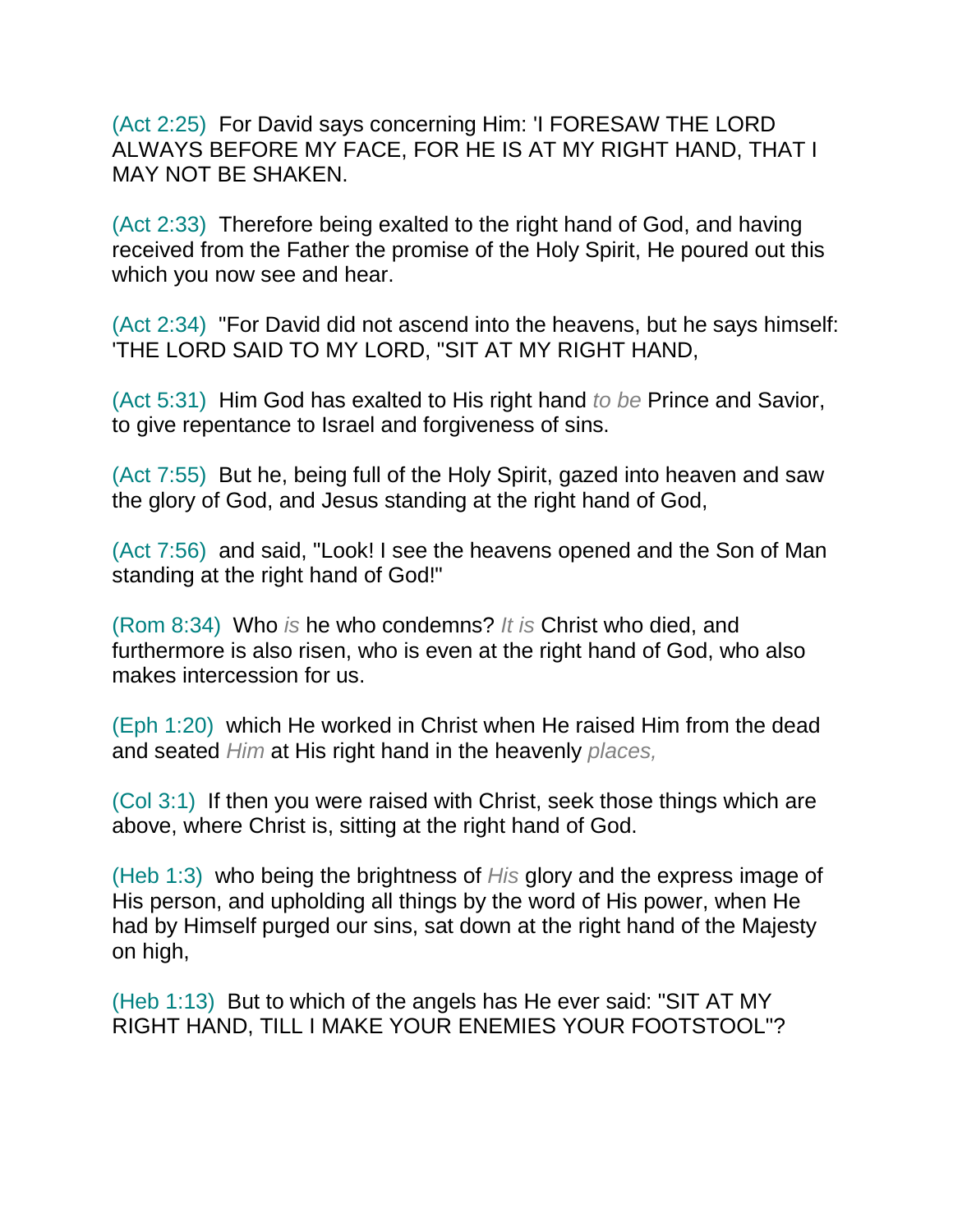(Act 2:25)  For David says concerning Him: 'I FORESAW THE LORD ALWAYS BEFORE MY FACE, FOR HE IS AT MY RIGHT HAND, THAT I MAY NOT BE SHAKEN.

(Act 2:33)  Therefore being exalted to the right hand of God, and having received from the Father the promise of the Holy Spirit, He poured out this which you now see and hear.

(Act 2:34)  "For David did not ascend into the heavens, but he says himself: 'THE LORD SAID TO MY LORD, "SIT AT MY RIGHT HAND,

(Act 5:31)  Him God has exalted to His right hand *to be* Prince and Savior, to give repentance to Israel and forgiveness of sins.

(Act 7:55)  But he, being full of the Holy Spirit, gazed into heaven and saw the glory of God, and Jesus standing at the right hand of God,

(Act 7:56)  and said, "Look! I see the heavens opened and the Son of Man standing at the right hand of God!"

(Rom 8:34)  Who *is* he who condemns? *It is* Christ who died, and furthermore is also risen, who is even at the right hand of God, who also makes intercession for us.

(Eph 1:20)  which He worked in Christ when He raised Him from the dead and seated *Him* at His right hand in the heavenly *places,*

(Col 3:1)  If then you were raised with Christ, seek those things which are above, where Christ is, sitting at the right hand of God.

(Heb 1:3)  who being the brightness of *His* glory and the express image of His person, and upholding all things by the word of His power, when He had by Himself purged our sins, sat down at the right hand of the Majesty on high,

(Heb 1:13)  But to which of the angels has He ever said: "SIT AT MY RIGHT HAND, TILL I MAKE YOUR ENEMIES YOUR FOOTSTOOL"?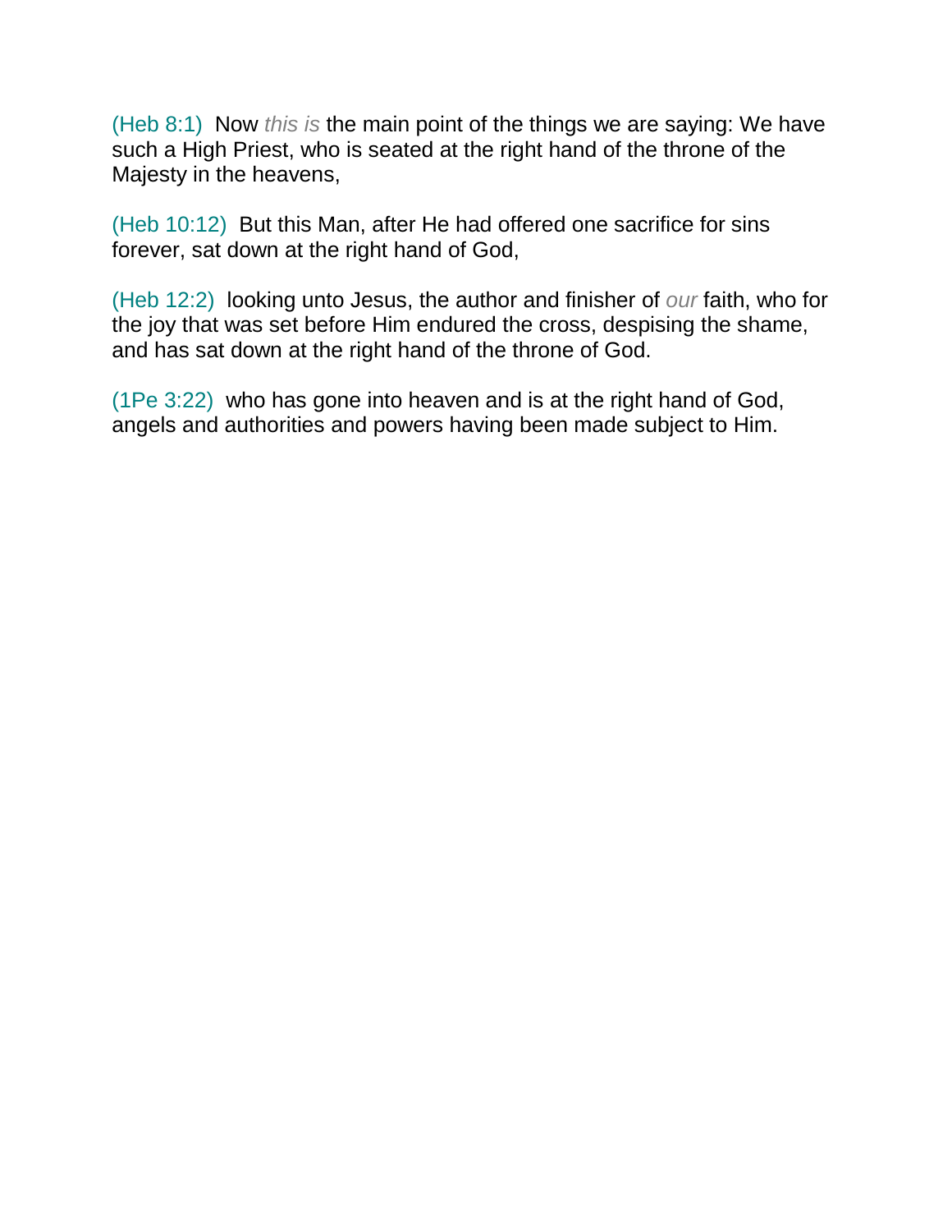(Heb 8:1)  Now *this is* the main point of the things we are saying: We have such a High Priest, who is seated at the right hand of the throne of the Majesty in the heavens,

(Heb 10:12)  But this Man, after He had offered one sacrifice for sins forever, sat down at the right hand of God,

(Heb 12:2)  looking unto Jesus, the author and finisher of *our* faith, who for the joy that was set before Him endured the cross, despising the shame, and has sat down at the right hand of the throne of God.

(1Pe 3:22)  who has gone into heaven and is at the right hand of God, angels and authorities and powers having been made subject to Him.